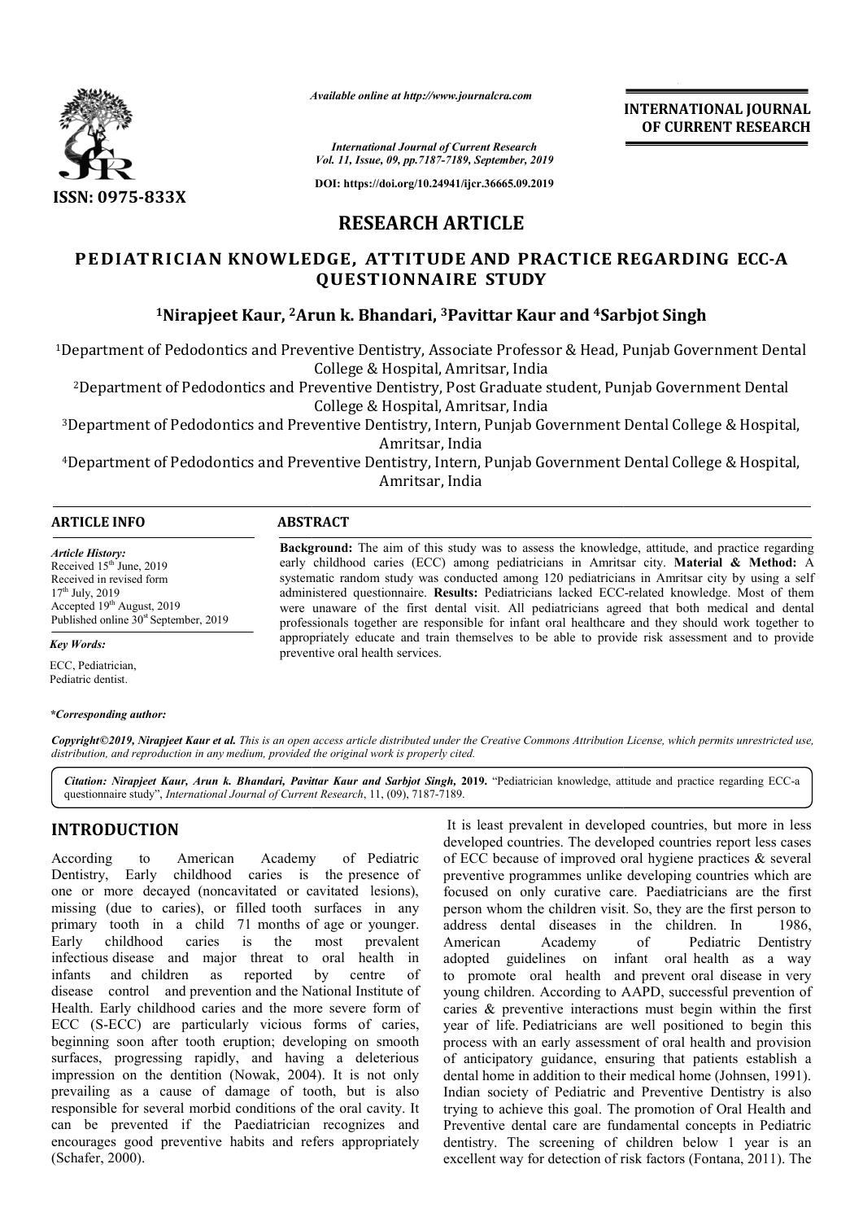Available online at http://www.journalcra.com

International Journal of Current Research
Vol. 11, Issue, 09, pp.7187-7189, September, 2019

DOI: https://doi.org/10.24941/ijcr.36665.09.2019

ISSN: 0975-833X

INTERNATIONAL JOURNAL OF CURRENT RESEARCH

## RESEARCH ARTICLE

# PEDIATRICIAN KNOWLEDGE, ATTITUDE AND PRACTICE REGARDING ECC-A QUESTIONNAIRE STUDY

**[1]Nirapjeet Kaur, [2]Arun k. Bhandari, [3]Pavittar Kaur and [4]Sarbjot Singh**

[1]Department of Pedodontics and Preventive Dentistry, Associate Professor & Head, Punjab Government Dental College & Hospital, Amritsar, India

[2]Department of Pedodontics and Preventive Dentistry, Post Graduate student, Punjab Government Dental College & Hospital, Amritsar, India

[3]Department of Pedodontics and Preventive Dentistry, Intern, Punjab Government Dental College & Hospital, Amritsar, India

[4]Department of Pedodontics and Preventive Dentistry, Intern, Punjab Government Dental College & Hospital, Amritsar, India

### ARTICLE INFO

*Article History:*
Received 15th June, 2019
Received in revised form 17th July, 2019
Accepted 19th August, 2019
Published online 30st September, 2019

*Key Words:*
ECC, Pediatrician, Pediatric dentist.

**\*Corresponding author:**

### ABSTRACT

**Background:** The aim of this study was to assess the knowledge, attitude, and practice regarding early childhood caries (ECC) among pediatricians in Amritsar city. **Material & Method:** A systematic random study was conducted among 120 pediatricians in Amritsar city by using a self administered questionnaire. **Results:** Pediatricians lacked ECC-related knowledge. Most of them were unaware of the first dental visit. All pediatricians agreed that both medical and dental professionals together are responsible for infant oral healthcare and they should work together to appropriately educate and train themselves to be able to provide risk assessment and to provide preventive oral health services.

*Copyright©2019, Nirapjeet Kaur et al. This is an open access article distributed under the Creative Commons Attribution License, which permits unrestricted use, distribution, and reproduction in any medium, provided the original work is properly cited.*

*Citation: Nirapjeet Kaur, Arun k. Bhandari, Pavittar Kaur and Sarbjot Singh,* **2019.** "Pediatrician knowledge, attitude and practice regarding ECC-a questionnaire study", *International Journal of Current Research*, 11, (09), 7187-7189.

## INTRODUCTION

According to American Academy of Pediatric Dentistry, Early childhood caries is the presence of one or more decayed (noncavitated or cavitated lesions), missing (due to caries), or filled tooth surfaces in any primary tooth in a child 71 months of age or younger. Early childhood caries is the most prevalent infectious disease and major threat to oral health in infants and children as reported by centre of disease control and prevention and the National Institute of Health. Early childhood caries and the more severe form of ECC (S-ECC) are particularly vicious forms of caries, beginning soon after tooth eruption; developing on smooth surfaces, progressing rapidly, and having a deleterious impression on the dentition (Nowak, 2004). It is not only prevailing as a cause of damage of tooth, but is also responsible for several morbid conditions of the oral cavity. It can be prevented if the Paediatrician recognizes and encourages good preventive habits and refers appropriately (Schafer, 2000).

It is least prevalent in developed countries, but more in less developed countries. The developed countries report less cases of ECC because of improved oral hygiene practices & several preventive programmes unlike developing countries which are focused on only curative care. Paediatricians are the first person whom the children visit. So, they are the first person to address dental diseases in the children. In 1986, American Academy of Pediatric Dentistry adopted guidelines on infant oral health as a way to promote oral health and prevent oral disease in very young children. According to AAPD, successful prevention of caries & preventive interactions must begin within the first year of life. Pediatricians are well positioned to begin this process with an early assessment of oral health and provision of anticipatory guidance, ensuring that patients establish a dental home in addition to their medical home (Johnsen, 1991). Indian society of Pediatric and Preventive Dentistry is also trying to achieve this goal. The promotion of Oral Health and Preventive dental care are fundamental concepts in Pediatric dentistry. The screening of children below 1 year is an excellent way for detection of risk factors (Fontana, 2011). The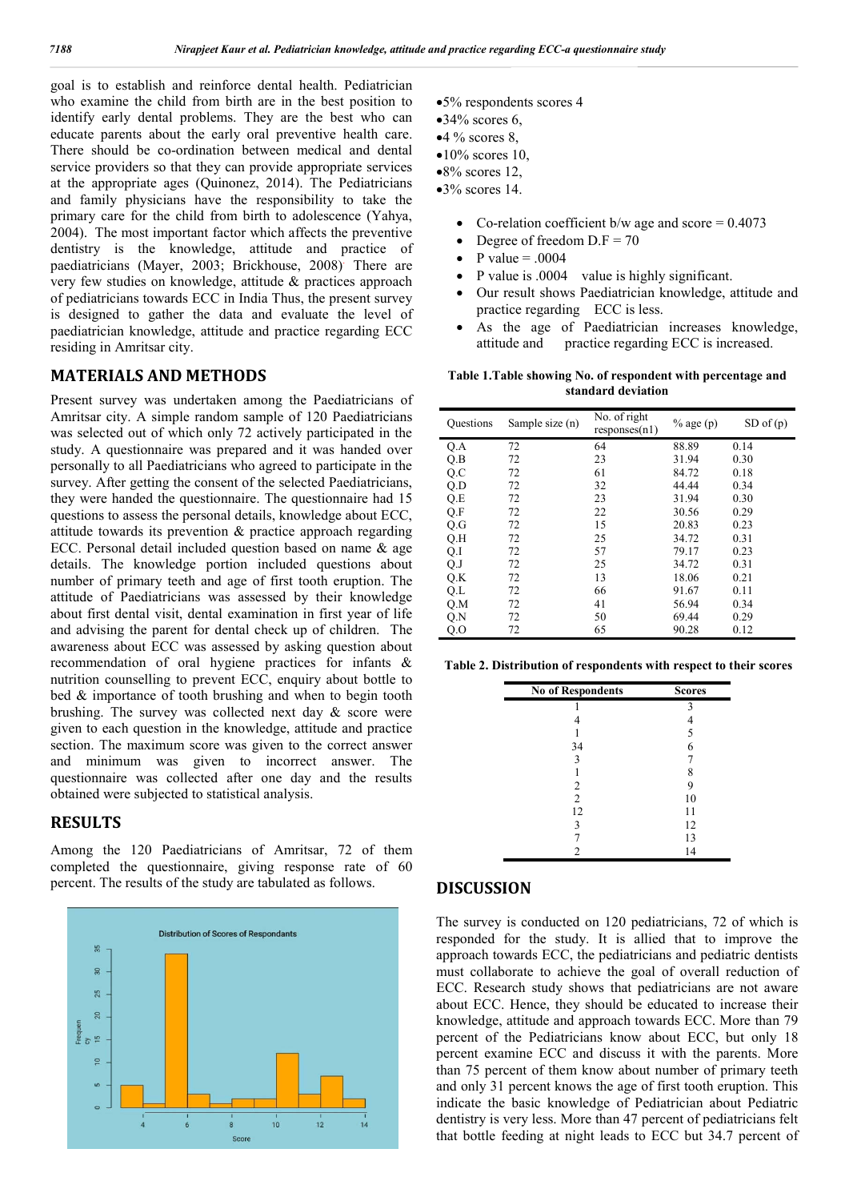goal is to establish and reinforce dental health. Pediatrician who examine the child from birth are in the best position to identify early dental problems. They are the best who can educate parents about the early oral preventive health care. There should be co-ordination between medical and dental service providers so that they can provide appropriate services at the appropriate ages (Quinonez, 2014). The Pediatricians and family physicians have the responsibility to take the primary care for the child from birth to adolescence (Yahya, 2004). The most important factor which affects the preventive dentistry is the knowledge, attitude and practice of paediatricians (Mayer, 2003; Brickhouse, 2008) There are very few studies on knowledge, attitude & practices approach of pediatricians towards ECC in India Thus, the present survey is designed to gather the data and evaluate the level of paediatrician knowledge, attitude and practice regarding ECC residing in Amritsar city.

## MATERIALS AND METHODS

Present survey was undertaken among the Paediatricians of Amritsar city. A simple random sample of 120 Paediatricians was selected out of which only 72 actively participated in the study. A questionnaire was prepared and it was handed over personally to all Paediatricians who agreed to participate in the survey. After getting the consent of the selected Paediatricians, they were handed the questionnaire. The questionnaire had 15 questions to assess the personal details, knowledge about ECC, attitude towards its prevention & practice approach regarding ECC. Personal detail included question based on name & age details. The knowledge portion included questions about number of primary teeth and age of first tooth eruption. The attitude of Paediatricians was assessed by their knowledge about first dental visit, dental examination in first year of life and advising the parent for dental check up of children. The awareness about ECC was assessed by asking question about recommendation of oral hygiene practices for infants & nutrition counselling to prevent ECC, enquiry about bottle to bed & importance of tooth brushing and when to begin tooth brushing. The survey was collected next day & score were given to each question in the knowledge, attitude and practice section. The maximum score was given to the correct answer and minimum was given to incorrect answer. The questionnaire was collected after one day and the results obtained were subjected to statistical analysis.

## RESULTS

Among the 120 Paediatricians of Amritsar, 72 of them completed the questionnaire, giving response rate of 60 percent. The results of the study are tabulated as follows.

Distribution of Scores of Respondants

- 5% respondents scores 4
- 34% scores 6,
- 4 % scores 8,
- 10% scores 10,
- 8% scores 12,
- 3% scores 14.

- Co-relation coefficient b/w age and score = 0.4073
- Degree of freedom D.F = 70
- P value = .0004
- P value is .0004 value is highly significant.
- Our result shows Paediatrician knowledge, attitude and practice regarding ECC is less.
- As the age of Paediatrician increases knowledge, attitude and practice regarding ECC is increased.

**Table 1.Table showing No. of respondent with percentage and standard deviation**

| Questions | Sample size (n) | No. of right responses(n1) | % age (p) | SD of (p) |
|---|---|---|---|---|
| Q.A | 72 | 64 | 88.89 | 0.14 |
| Q.B | 72 | 23 | 31.94 | 0.30 |
| Q.C | 72 | 61 | 84.72 | 0.18 |
| Q.D | 72 | 32 | 44.44 | 0.34 |
| Q.E | 72 | 23 | 31.94 | 0.30 |
| Q.F | 72 | 22 | 30.56 | 0.29 |
| Q.G | 72 | 15 | 20.83 | 0.23 |
| Q.H | 72 | 25 | 34.72 | 0.31 |
| Q.I | 72 | 57 | 79.17 | 0.23 |
| Q.J | 72 | 25 | 34.72 | 0.31 |
| Q.K | 72 | 13 | 18.06 | 0.21 |
| Q.L | 72 | 66 | 91.67 | 0.11 |
| Q.M | 72 | 41 | 56.94 | 0.34 |
| Q.N | 72 | 50 | 69.44 | 0.29 |
| Q.O | 72 | 65 | 90.28 | 0.12 |

**Table 2. Distribution of respondents with respect to their scores**

| No of Respondents | Scores |
|---|---|
| 1 | 3 |
| 4 | 4 |
| 1 | 5 |
| 34 | 6 |
| 3 | 7 |
| 1 | 8 |
| 2 | 9 |
| 2 | 10 |
| 12 | 11 |
| 3 | 12 |
| 7 | 13 |
| 2 | 14 |

## DISCUSSION

The survey is conducted on 120 pediatricians, 72 of which is responded for the study. It is allied that to improve the approach towards ECC, the pediatricians and pediatric dentists must collaborate to achieve the goal of overall reduction of ECC. Research study shows that pediatricians are not aware about ECC. Hence, they should be educated to increase their knowledge, attitude and approach towards ECC. More than 79 percent of the Pediatricians know about ECC, but only 18 percent examine ECC and discuss it with the parents. More than 75 percent of them know about number of primary teeth and only 31 percent knows the age of first tooth eruption. This indicate the basic knowledge of Pediatrician about Pediatric dentistry is very less. More than 47 percent of pediatricians felt that bottle feeding at night leads to ECC but 34.7 percent of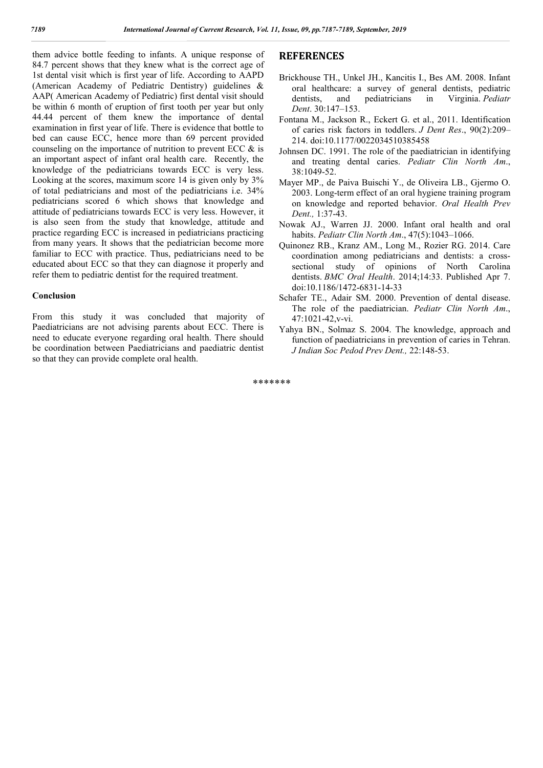them advice bottle feeding to infants. A unique response of 84.7 percent shows that they knew what is the correct age of 1st dental visit which is first year of life. According to AAPD (American Academy of Pediatric Dentistry) guidelines & AAP( American Academy of Pediatric) first dental visit should be within 6 month of eruption of first tooth per year but only 44.44 percent of them knew the importance of dental examination in first year of life. There is evidence that bottle to bed can cause ECC, hence more than 69 percent provided counseling on the importance of nutrition to prevent ECC & is an important aspect of infant oral health care. Recently, the knowledge of the pediatricians towards ECC is very less. Looking at the scores, maximum score 14 is given only by 3% of total pediatricians and most of the pediatricians i.e. 34% pediatricians scored 6 which shows that knowledge and attitude of pediatricians towards ECC is very less. However, it is also seen from the study that knowledge, attitude and practice regarding ECC is increased in pediatricians practicing from many years. It shows that the pediatrician become more familiar to ECC with practice. Thus, pediatricians need to be educated about ECC so that they can diagnose it properly and refer them to pediatric dentist for the required treatment.

### Conclusion

From this study it was concluded that majority of Paediatricians are not advising parents about ECC. There is need to educate everyone regarding oral health. There should be coordination between Paediatricians and paediatric dentist so that they can provide complete oral health.

## REFERENCES

Brickhouse TH., Unkel JH., Kancitis I., Bes AM. 2008. Infant oral healthcare: a survey of general dentists, pediatric dentists, and pediatricians in Virginia. *Pediatr Dent*. 30:147–153.

Fontana M., Jackson R., Eckert G. et al., 2011. Identification of caries risk factors in toddlers. *J Dent Res*., 90(2):209–214. doi:10.1177/0022034510385458

Johnsen DC. 1991. The role of the paediatrician in identifying and treating dental caries. *Pediatr Clin North Am*., 38:1049-52.

Mayer MP., de Paiva Buischi Y., de Oliveira LB., Gjermo O. 2003. Long-term effect of an oral hygiene training program on knowledge and reported behavior. *Oral Health Prev Dent.,* 1:37-43.

Nowak AJ., Warren JJ. 2000. Infant oral health and oral habits. *Pediatr Clin North Am*., 47(5):1043–1066.

Quinonez RB., Kranz AM., Long M., Rozier RG. 2014. Care coordination among pediatricians and dentists: a cross-sectional study of opinions of North Carolina dentists. *BMC Oral Health*. 2014;14:33. Published Apr 7. doi:10.1186/1472-6831-14-33

Schafer TE., Adair SM. 2000. Prevention of dental disease. The role of the paediatrician. *Pediatr Clin North Am*., 47:1021-42,v-vi.

Yahya BN., Solmaz S. 2004. The knowledge, approach and function of paediatricians in prevention of caries in Tehran. *J Indian Soc Pedod Prev Dent.,* 22:148-53.

*******